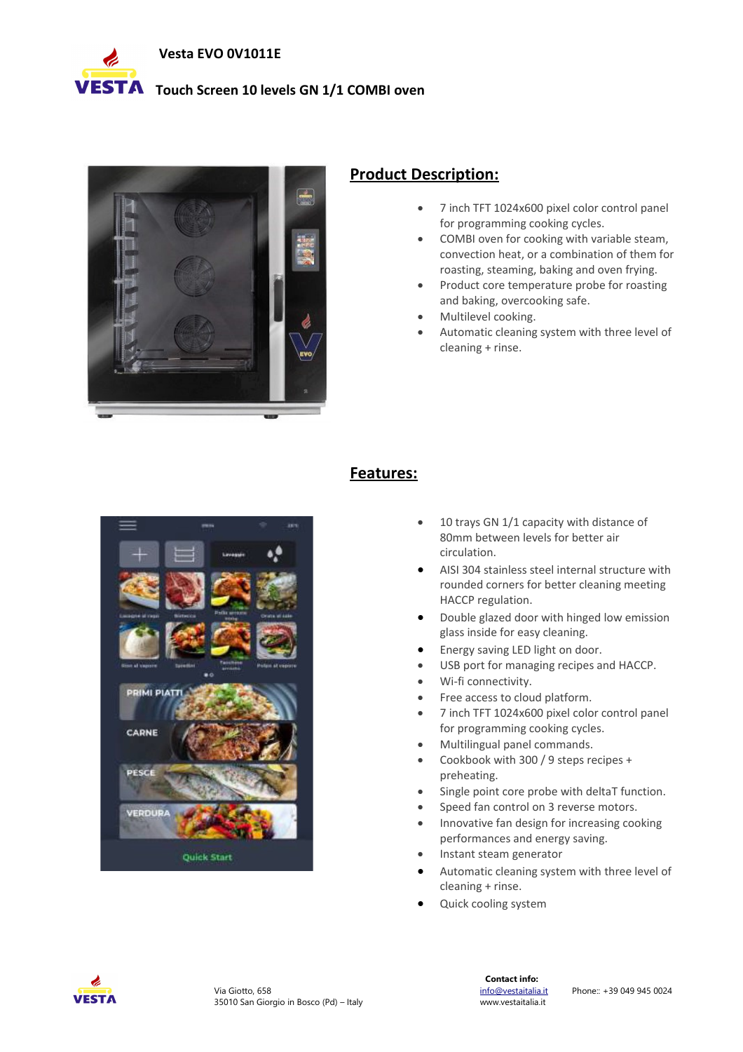# Vesta EVO 0V1011E

## Touch Screen 10 levels GN 1/1 COMBI oven

## Product Description:

- 7 inch TFT 1024x600 pixel color control panel for programming cooking cycles.
- COMBI oven for cooking with variable steam, convection heat, or a combination of them for roasting, steaming, baking and oven frying.
- Product core temperature probe for roasting and baking, overcooking safe.
- Multilevel cooking.
- Automatic cleaning system with three level of cleaning + rinse.

## Features:

- 10 trays GN 1/1 capacity with distance of 80mm between levels for better air circulation.
- AISI 304 stainless steel internal structure with rounded corners for better cleaning meeting HACCP regulation.
- Double glazed door with hinged low emission glass inside for easy cleaning.
- Energy saving LED light on door.
- USB port for managing recipes and HACCP.
- Wi-fi connectivity.
- Free access to cloud platform.
- 7 inch TFT 1024x600 pixel color control panel for programming cooking cycles.
- Multilingual panel commands.
- Cookbook with 300 / 9 steps recipes + preheating.
- Single point core probe with deltaT function.
- Speed fan control on 3 reverse motors.
- Innovative fan design for increasing cooking performances and energy saving.
- Instant steam generator
- Automatic cleaning system with three level of cleaning + rinse.
- Quick cooling system

Via Giotto, 658
35010 San Giorgio in Bosco (Pd) – Italy

**Contact info:**
info@vestaitalia.it
www.vestaitalia.it

Phone:: +39 049 945 0024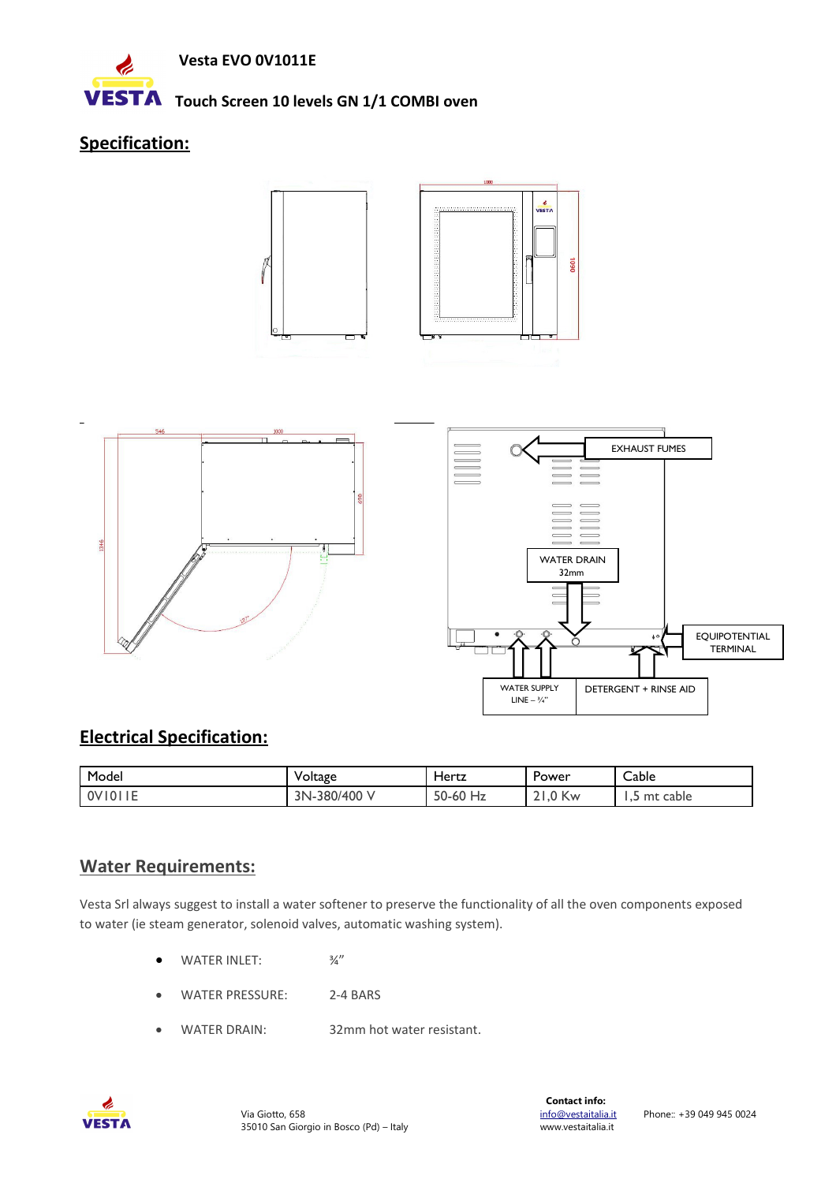Vesta EVO 0V1011E

Touch Screen 10 levels GN 1/1 COMBI oven

## Specification:

EXHAUST FUMES

WATER DRAIN 32mm

EQUIPOTENTIAL TERMINAL

WATER SUPPLY LINE – ¾"

DETERGENT + RINSE AID

## Electrical Specification:

| Model | Voltage | Hertz | Power | Cable |
|---|---|---|---|---|
| 0V1011E | 3N-380/400 V | 50-60 Hz | 21,0 Kw | 1,5 mt cable |

## Water Requirements:

Vesta Srl always suggest to install a water softener to preserve the functionality of all the oven components exposed to water (ie steam generator, solenoid valves, automatic washing system).

- WATER INLET: ¾"
- WATER PRESSURE: 2-4 BARS
- WATER DRAIN: 32mm hot water resistant.

Via Giotto, 658
35010 San Giorgio in Bosco (Pd) – Italy

**Contact info:**
info@vestaitalia.it
www.vestaitalia.it

Phone:: +39 049 945 0024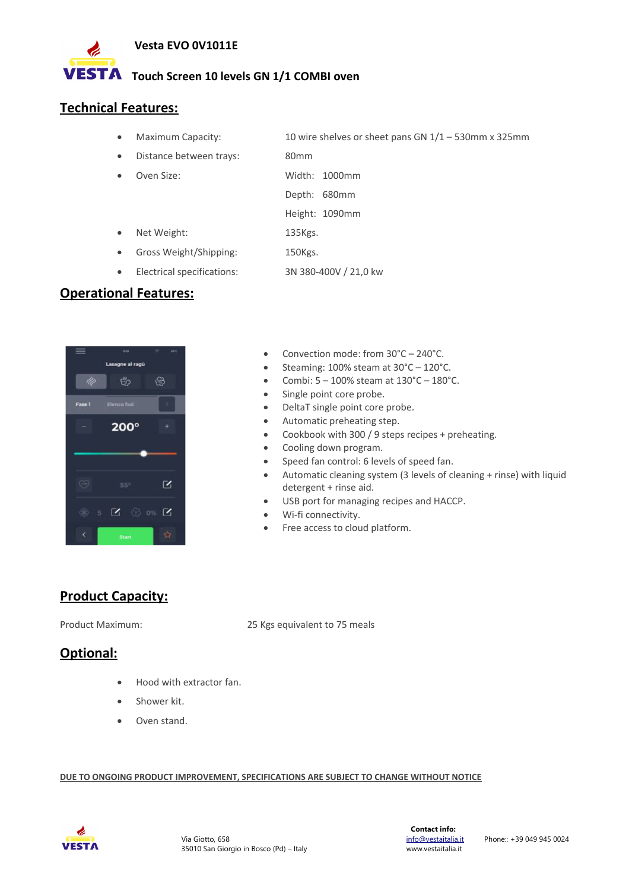**Vesta EVO 0V1011E**

**Touch Screen 10 levels GN 1/1 COMBI oven**

## Technical Features:

| | |
|---|---|
| • Maximum Capacity: | 10 wire shelves or sheet pans GN 1/1 – 530mm x 325mm |
| • Distance between trays: | 80mm |
| • Oven Size: | Width: 1000mm |
| | Depth: 680mm |
| | Height: 1090mm |
| • Net Weight: | 135Kgs. |
| • Gross Weight/Shipping: | 150Kgs. |
| • Electrical specifications: | 3N 380-400V / 21,0 kw |

## Operational Features:

- Convection mode: from 30°C – 240°C.
- Steaming: 100% steam at 30°C – 120°C.
- Combi: 5 – 100% steam at 130°C – 180°C.
- Single point core probe.
- DeltaT single point core probe.
- Automatic preheating step.
- Cookbook with 300 / 9 steps recipes + preheating.
- Cooling down program.
- Speed fan control: 6 levels of speed fan.
- Automatic cleaning system (3 levels of cleaning + rinse) with liquid detergent + rinse aid.
- USB port for managing recipes and HACCP.
- Wi-fi connectivity.
- Free access to cloud platform.

## Product Capacity:

Product Maximum: 25 Kgs equivalent to 75 meals

## Optional:

- Hood with extractor fan.
- Shower kit.
- Oven stand.

**DUE TO ONGOING PRODUCT IMPROVEMENT, SPECIFICATIONS ARE SUBJECT TO CHANGE WITHOUT NOTICE**

Via Giotto, 658
35010 San Giorgio in Bosco (Pd) – Italy

**Contact info:**
info@vestaitalia.it
www.vestaitalia.it

Phone:: +39 049 945 0024